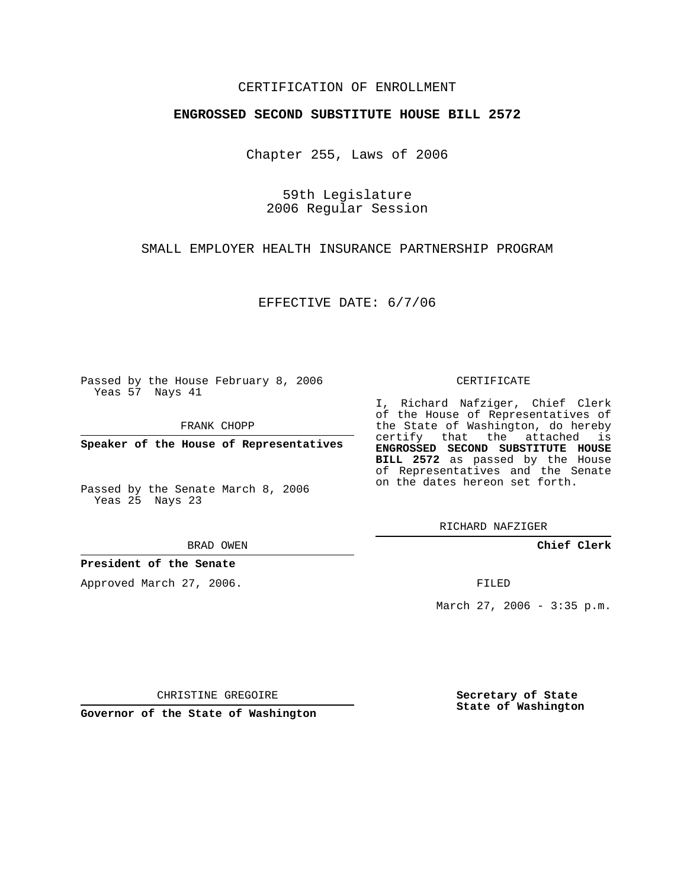CERTIFICATION OF ENROLLMENT

**ENGROSSED SECOND SUBSTITUTE HOUSE BILL 2572**

Chapter 255, Laws of 2006

59th Legislature
2006 Regular Session

SMALL EMPLOYER HEALTH INSURANCE PARTNERSHIP PROGRAM

EFFECTIVE DATE: 6/7/06

Passed by the House February 8, 2006
Yeas 57 Nays 41

FRANK CHOPP

**Speaker of the House of Representatives**

Passed by the Senate March 8, 2006
Yeas 25 Nays 23

BRAD OWEN

**President of the Senate**

Approved March 27, 2006.

CHRISTINE GREGOIRE

**Governor of the State of Washington**

CERTIFICATE

I, Richard Nafziger, Chief Clerk of the House of Representatives of the State of Washington, do hereby certify that the attached is **ENGROSSED SECOND SUBSTITUTE HOUSE BILL 2572** as passed by the House of Representatives and the Senate on the dates hereon set forth.

RICHARD NAFZIGER

**Chief Clerk**

FILED

March 27, 2006 - 3:35 p.m.

**Secretary of State**
**State of Washington**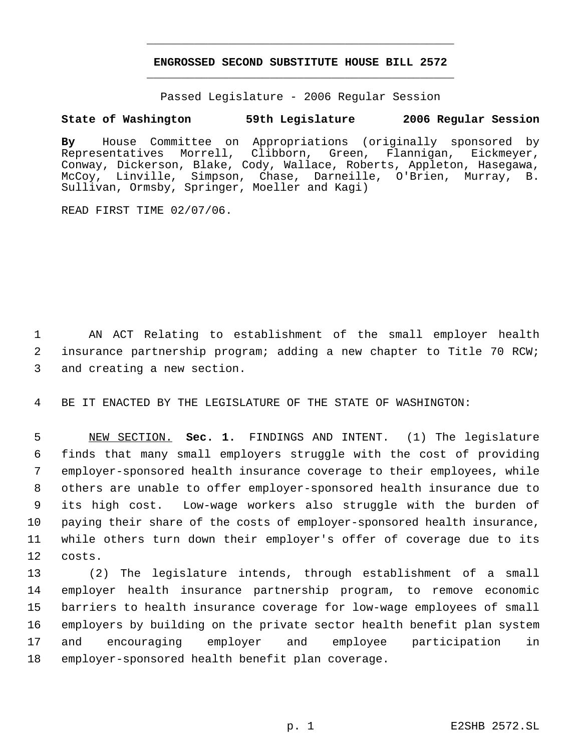# ENGROSSED SECOND SUBSTITUTE HOUSE BILL 2572

Passed Legislature - 2006 Regular Session

**State of Washington 59th Legislature 2006 Regular Session**

**By** House Committee on Appropriations (originally sponsored by Representatives Morrell, Clibborn, Green, Flannigan, Eickmeyer, Conway, Dickerson, Blake, Cody, Wallace, Roberts, Appleton, Hasegawa, McCoy, Linville, Simpson, Chase, Darneille, O'Brien, Murray, B. Sullivan, Ormsby, Springer, Moeller and Kagi)

READ FIRST TIME 02/07/06.

AN ACT Relating to establishment of the small employer health insurance partnership program; adding a new chapter to Title 70 RCW; and creating a new section.

BE IT ENACTED BY THE LEGISLATURE OF THE STATE OF WASHINGTON:

NEW SECTION. **Sec. 1.** FINDINGS AND INTENT. (1) The legislature finds that many small employers struggle with the cost of providing employer-sponsored health insurance coverage to their employees, while others are unable to offer employer-sponsored health insurance due to its high cost. Low-wage workers also struggle with the burden of paying their share of the costs of employer-sponsored health insurance, while others turn down their employer's offer of coverage due to its costs.

(2) The legislature intends, through establishment of a small employer health insurance partnership program, to remove economic barriers to health insurance coverage for low-wage employees of small employers by building on the private sector health benefit plan system and encouraging employer and employee participation in employer-sponsored health benefit plan coverage.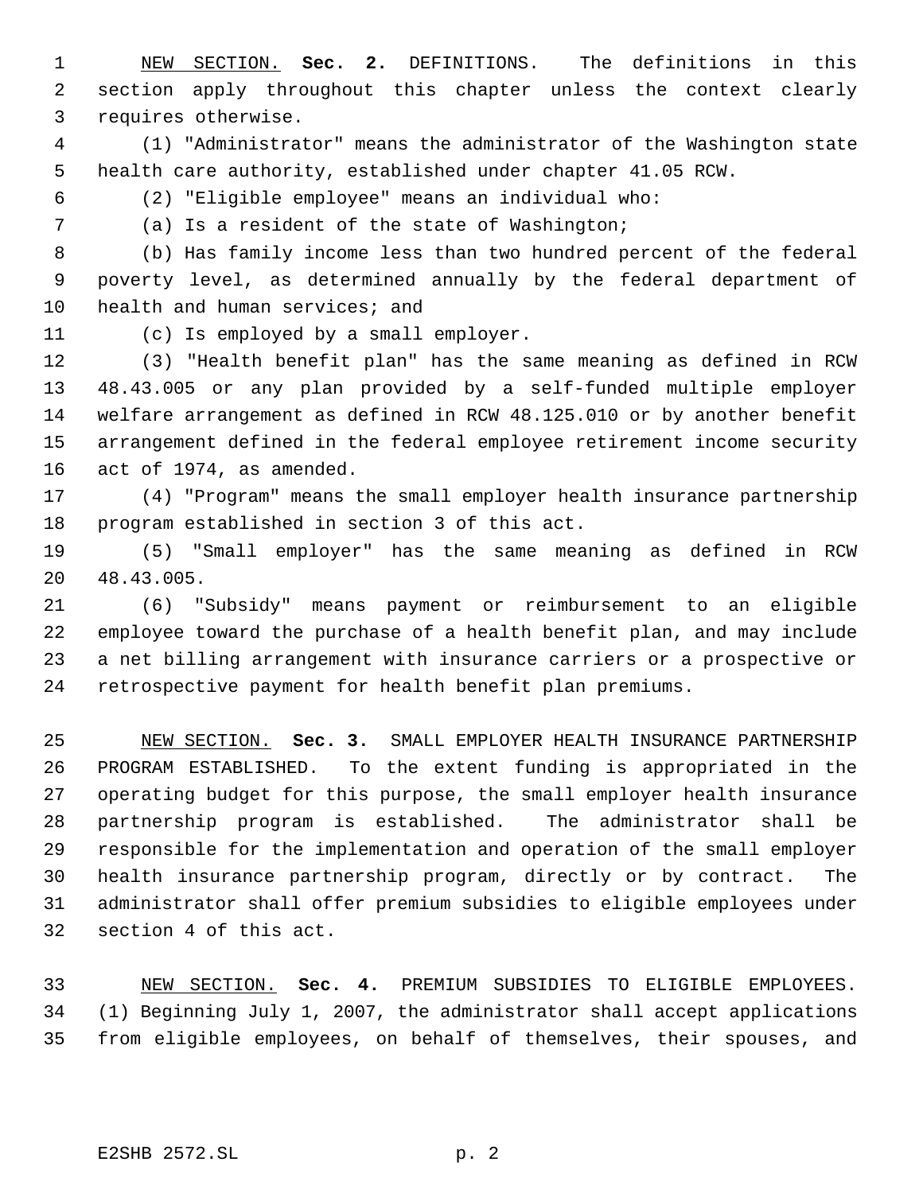NEW SECTION. **Sec. 2.** DEFINITIONS. The definitions in this section apply throughout this chapter unless the context clearly requires otherwise.

(1) "Administrator" means the administrator of the Washington state health care authority, established under chapter 41.05 RCW.

(2) "Eligible employee" means an individual who:

(a) Is a resident of the state of Washington;

(b) Has family income less than two hundred percent of the federal poverty level, as determined annually by the federal department of health and human services; and

(c) Is employed by a small employer.

(3) "Health benefit plan" has the same meaning as defined in RCW 48.43.005 or any plan provided by a self-funded multiple employer welfare arrangement as defined in RCW 48.125.010 or by another benefit arrangement defined in the federal employee retirement income security act of 1974, as amended.

(4) "Program" means the small employer health insurance partnership program established in section 3 of this act.

(5) "Small employer" has the same meaning as defined in RCW 48.43.005.

(6) "Subsidy" means payment or reimbursement to an eligible employee toward the purchase of a health benefit plan, and may include a net billing arrangement with insurance carriers or a prospective or retrospective payment for health benefit plan premiums.

NEW SECTION. **Sec. 3.** SMALL EMPLOYER HEALTH INSURANCE PARTNERSHIP PROGRAM ESTABLISHED. To the extent funding is appropriated in the operating budget for this purpose, the small employer health insurance partnership program is established. The administrator shall be responsible for the implementation and operation of the small employer health insurance partnership program, directly or by contract. The administrator shall offer premium subsidies to eligible employees under section 4 of this act.

NEW SECTION. **Sec. 4.** PREMIUM SUBSIDIES TO ELIGIBLE EMPLOYEES. (1) Beginning July 1, 2007, the administrator shall accept applications from eligible employees, on behalf of themselves, their spouses, and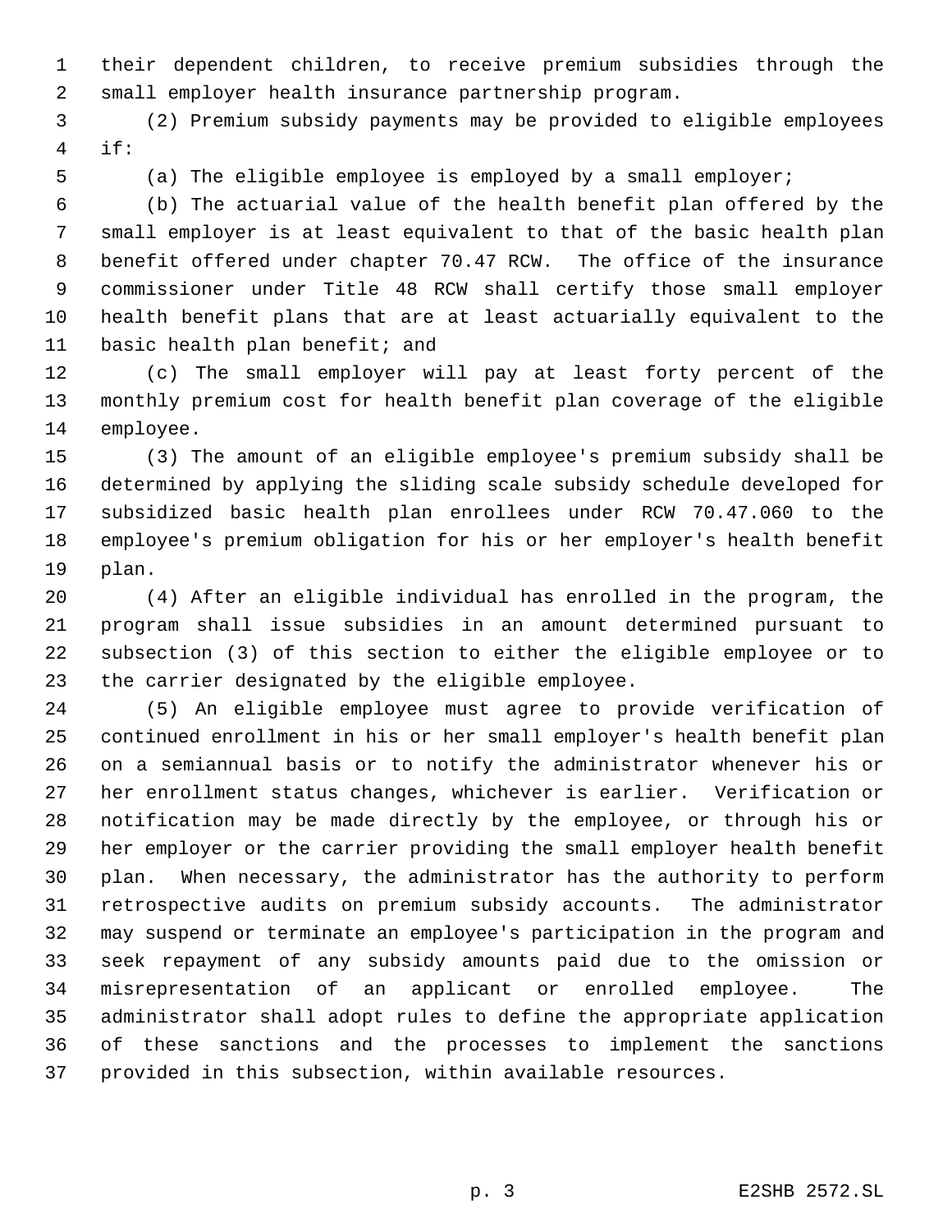their dependent children, to receive premium subsidies through the small employer health insurance partnership program.

(2) Premium subsidy payments may be provided to eligible employees if:

(a) The eligible employee is employed by a small employer;

(b) The actuarial value of the health benefit plan offered by the small employer is at least equivalent to that of the basic health plan benefit offered under chapter 70.47 RCW. The office of the insurance commissioner under Title 48 RCW shall certify those small employer health benefit plans that are at least actuarially equivalent to the basic health plan benefit; and

(c) The small employer will pay at least forty percent of the monthly premium cost for health benefit plan coverage of the eligible employee.

(3) The amount of an eligible employee's premium subsidy shall be determined by applying the sliding scale subsidy schedule developed for subsidized basic health plan enrollees under RCW 70.47.060 to the employee's premium obligation for his or her employer's health benefit plan.

(4) After an eligible individual has enrolled in the program, the program shall issue subsidies in an amount determined pursuant to subsection (3) of this section to either the eligible employee or to the carrier designated by the eligible employee.

(5) An eligible employee must agree to provide verification of continued enrollment in his or her small employer's health benefit plan on a semiannual basis or to notify the administrator whenever his or her enrollment status changes, whichever is earlier. Verification or notification may be made directly by the employee, or through his or her employer or the carrier providing the small employer health benefit plan. When necessary, the administrator has the authority to perform retrospective audits on premium subsidy accounts. The administrator may suspend or terminate an employee's participation in the program and seek repayment of any subsidy amounts paid due to the omission or misrepresentation of an applicant or enrolled employee. The administrator shall adopt rules to define the appropriate application of these sanctions and the processes to implement the sanctions provided in this subsection, within available resources.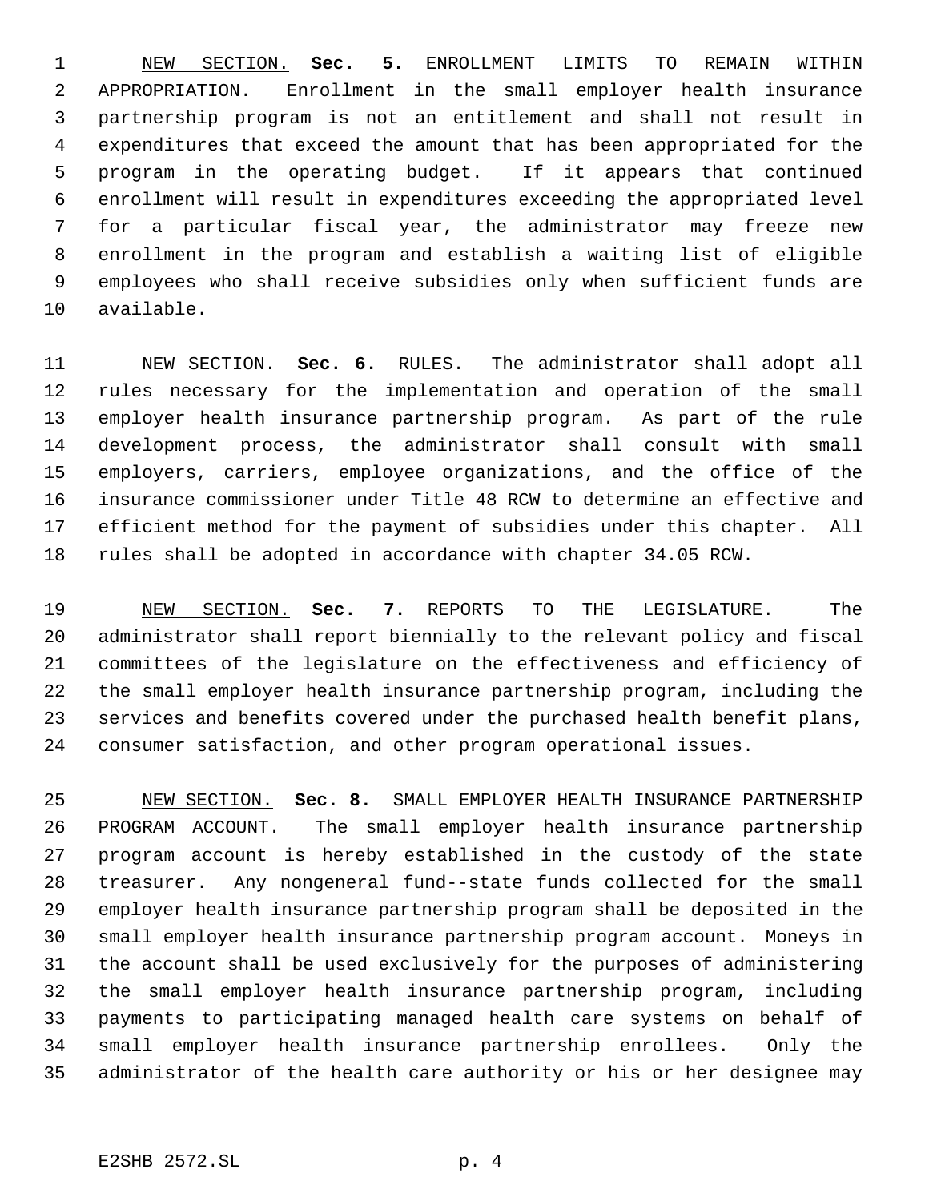NEW SECTION. **Sec. 5.** ENROLLMENT LIMITS TO REMAIN WITHIN APPROPRIATION. Enrollment in the small employer health insurance partnership program is not an entitlement and shall not result in expenditures that exceed the amount that has been appropriated for the program in the operating budget. If it appears that continued enrollment will result in expenditures exceeding the appropriated level for a particular fiscal year, the administrator may freeze new enrollment in the program and establish a waiting list of eligible employees who shall receive subsidies only when sufficient funds are available.

NEW SECTION. **Sec. 6.** RULES. The administrator shall adopt all rules necessary for the implementation and operation of the small employer health insurance partnership program. As part of the rule development process, the administrator shall consult with small employers, carriers, employee organizations, and the office of the insurance commissioner under Title 48 RCW to determine an effective and efficient method for the payment of subsidies under this chapter. All rules shall be adopted in accordance with chapter 34.05 RCW.

NEW SECTION. **Sec. 7.** REPORTS TO THE LEGISLATURE. The administrator shall report biennially to the relevant policy and fiscal committees of the legislature on the effectiveness and efficiency of the small employer health insurance partnership program, including the services and benefits covered under the purchased health benefit plans, consumer satisfaction, and other program operational issues.

NEW SECTION. **Sec. 8.** SMALL EMPLOYER HEALTH INSURANCE PARTNERSHIP PROGRAM ACCOUNT. The small employer health insurance partnership program account is hereby established in the custody of the state treasurer. Any nongeneral fund--state funds collected for the small employer health insurance partnership program shall be deposited in the small employer health insurance partnership program account. Moneys in the account shall be used exclusively for the purposes of administering the small employer health insurance partnership program, including payments to participating managed health care systems on behalf of small employer health insurance partnership enrollees. Only the administrator of the health care authority or his or her designee may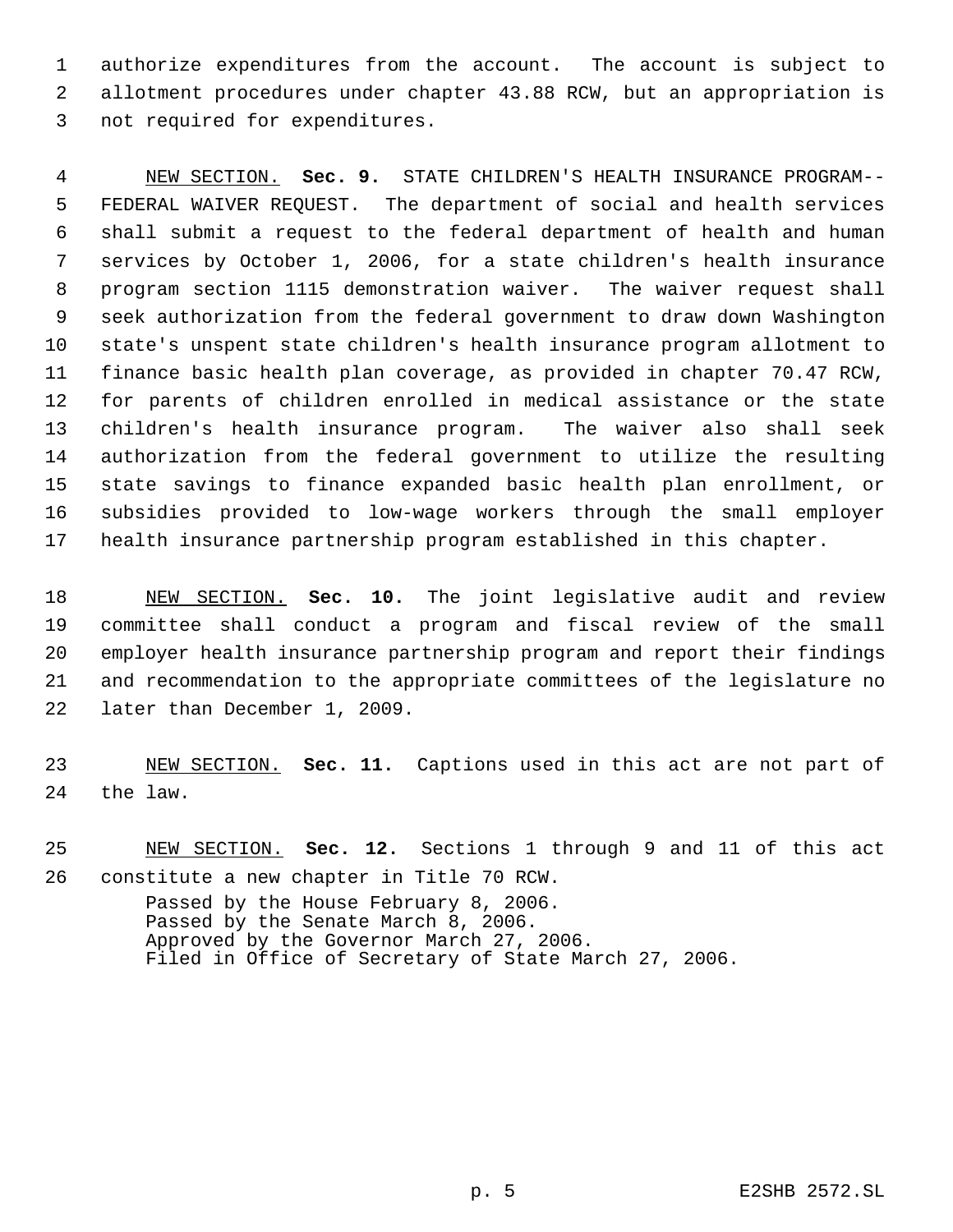authorize expenditures from the account. The account is subject to allotment procedures under chapter 43.88 RCW, but an appropriation is not required for expenditures.

NEW SECTION. **Sec. 9.** STATE CHILDREN'S HEALTH INSURANCE PROGRAM--FEDERAL WAIVER REQUEST. The department of social and health services shall submit a request to the federal department of health and human services by October 1, 2006, for a state children's health insurance program section 1115 demonstration waiver. The waiver request shall seek authorization from the federal government to draw down Washington state's unspent state children's health insurance program allotment to finance basic health plan coverage, as provided in chapter 70.47 RCW, for parents of children enrolled in medical assistance or the state children's health insurance program. The waiver also shall seek authorization from the federal government to utilize the resulting state savings to finance expanded basic health plan enrollment, or subsidies provided to low-wage workers through the small employer health insurance partnership program established in this chapter.

NEW SECTION. **Sec. 10.** The joint legislative audit and review committee shall conduct a program and fiscal review of the small employer health insurance partnership program and report their findings and recommendation to the appropriate committees of the legislature no later than December 1, 2009.

NEW SECTION. **Sec. 11.** Captions used in this act are not part of the law.

NEW SECTION. **Sec. 12.** Sections 1 through 9 and 11 of this act constitute a new chapter in Title 70 RCW.

Passed by the House February 8, 2006.
Passed by the Senate March 8, 2006.
Approved by the Governor March 27, 2006.
Filed in Office of Secretary of State March 27, 2006.